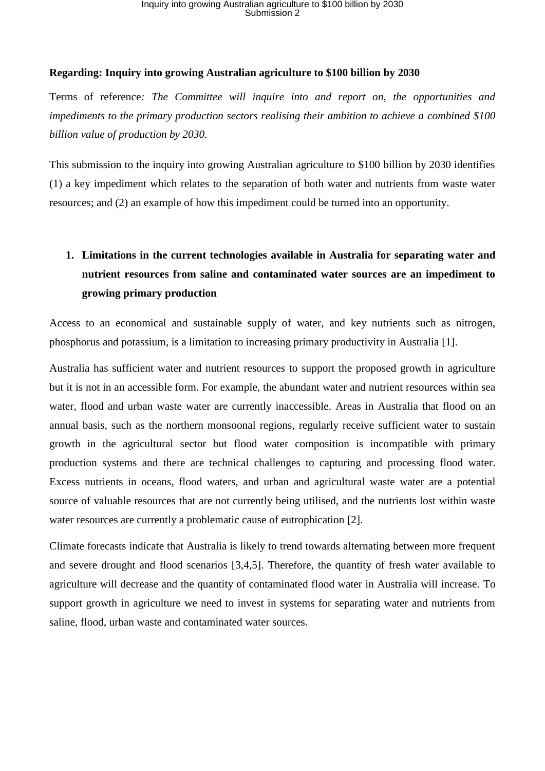**Regarding: Inquiry into growing Australian agriculture to $100 billion by 2030**

Terms of reference*: The Committee will inquire into and report on, the opportunities and impediments to the primary production sectors realising their ambition to achieve a combined $100 billion value of production by 2030.*

This submission to the inquiry into growing Australian agriculture to $100 billion by 2030 identifies (1) a key impediment which relates to the separation of both water and nutrients from waste water resources; and (2) an example of how this impediment could be turned into an opportunity.

1. **Limitations in the current technologies available in Australia for separating water and nutrient resources from saline and contaminated water sources are an impediment to growing primary production**

Access to an economical and sustainable supply of water, and key nutrients such as nitrogen, phosphorus and potassium, is a limitation to increasing primary productivity in Australia [1].

Australia has sufficient water and nutrient resources to support the proposed growth in agriculture but it is not in an accessible form. For example, the abundant water and nutrient resources within sea water, flood and urban waste water are currently inaccessible. Areas in Australia that flood on an annual basis, such as the northern monsoonal regions, regularly receive sufficient water to sustain growth in the agricultural sector but flood water composition is incompatible with primary production systems and there are technical challenges to capturing and processing flood water. Excess nutrients in oceans, flood waters, and urban and agricultural waste water are a potential source of valuable resources that are not currently being utilised, and the nutrients lost within waste water resources are currently a problematic cause of eutrophication [2].

Climate forecasts indicate that Australia is likely to trend towards alternating between more frequent and severe drought and flood scenarios [3,4,5]. Therefore, the quantity of fresh water available to agriculture will decrease and the quantity of contaminated flood water in Australia will increase. To support growth in agriculture we need to invest in systems for separating water and nutrients from saline, flood, urban waste and contaminated water sources.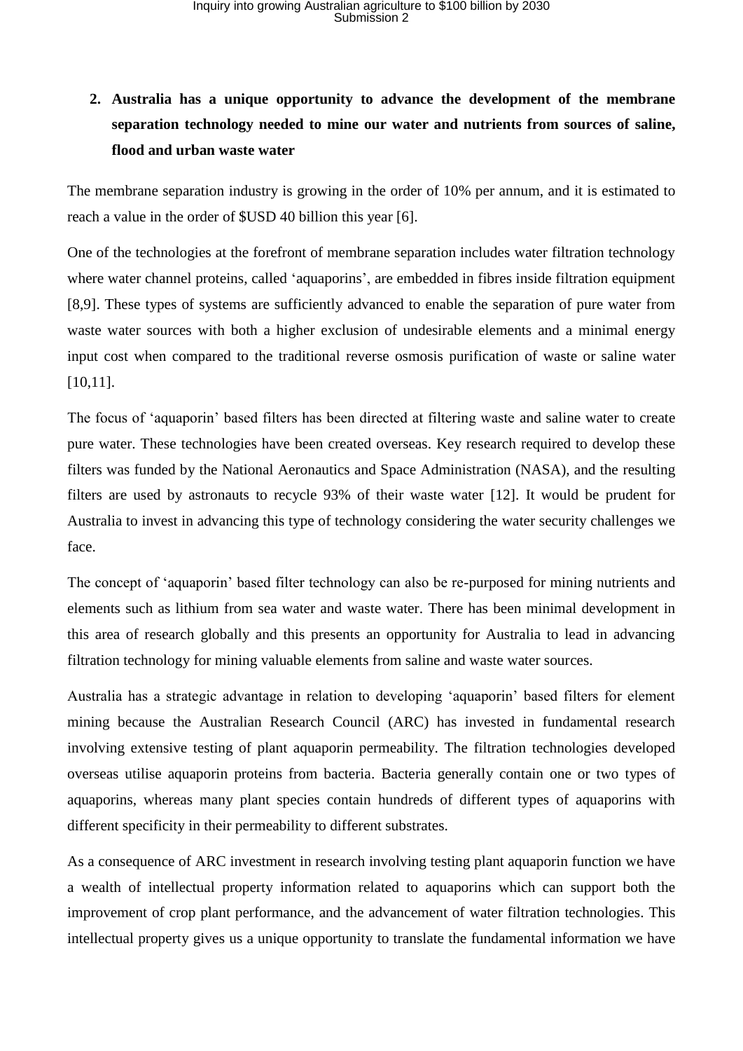2. **Australia has a unique opportunity to advance the development of the membrane separation technology needed to mine our water and nutrients from sources of saline, flood and urban waste water**

The membrane separation industry is growing in the order of 10% per annum, and it is estimated to reach a value in the order of $USD 40 billion this year [6].

One of the technologies at the forefront of membrane separation includes water filtration technology where water channel proteins, called 'aquaporins', are embedded in fibres inside filtration equipment [8,9]. These types of systems are sufficiently advanced to enable the separation of pure water from waste water sources with both a higher exclusion of undesirable elements and a minimal energy input cost when compared to the traditional reverse osmosis purification of waste or saline water [10,11].

The focus of 'aquaporin' based filters has been directed at filtering waste and saline water to create pure water. These technologies have been created overseas. Key research required to develop these filters was funded by the National Aeronautics and Space Administration (NASA), and the resulting filters are used by astronauts to recycle 93% of their waste water [12]. It would be prudent for Australia to invest in advancing this type of technology considering the water security challenges we face.

The concept of 'aquaporin' based filter technology can also be re-purposed for mining nutrients and elements such as lithium from sea water and waste water. There has been minimal development in this area of research globally and this presents an opportunity for Australia to lead in advancing filtration technology for mining valuable elements from saline and waste water sources.

Australia has a strategic advantage in relation to developing 'aquaporin' based filters for element mining because the Australian Research Council (ARC) has invested in fundamental research involving extensive testing of plant aquaporin permeability. The filtration technologies developed overseas utilise aquaporin proteins from bacteria. Bacteria generally contain one or two types of aquaporins, whereas many plant species contain hundreds of different types of aquaporins with different specificity in their permeability to different substrates.

As a consequence of ARC investment in research involving testing plant aquaporin function we have a wealth of intellectual property information related to aquaporins which can support both the improvement of crop plant performance, and the advancement of water filtration technologies. This intellectual property gives us a unique opportunity to translate the fundamental information we have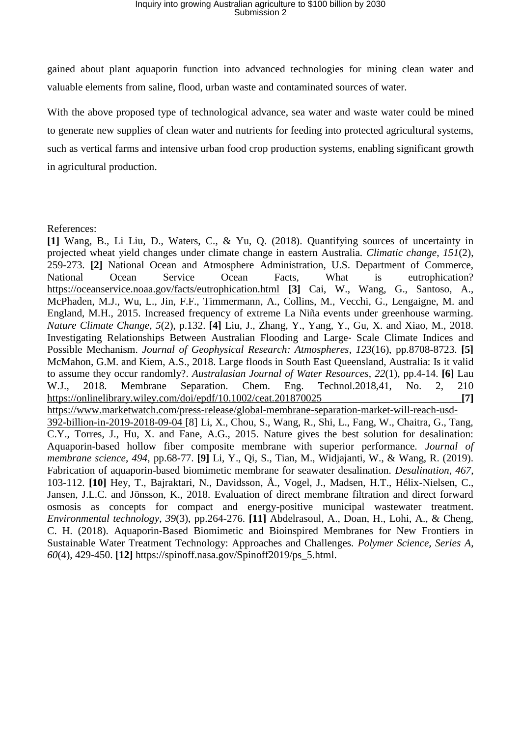gained about plant aquaporin function into advanced technologies for mining clean water and valuable elements from saline, flood, urban waste and contaminated sources of water.

With the above proposed type of technological advance, sea water and waste water could be mined to generate new supplies of clean water and nutrients for feeding into protected agricultural systems, such as vertical farms and intensive urban food crop production systems, enabling significant growth in agricultural production.

References:

**[1]** Wang, B., Li Liu, D., Waters, C., & Yu, Q. (2018). Quantifying sources of uncertainty in projected wheat yield changes under climate change in eastern Australia. *Climatic change*, *151*(2), 259-273. **[2]** National Ocean and Atmosphere Administration, U.S. Department of Commerce, National Ocean Service Ocean Facts, What is eutrophication? https://oceanservice.noaa.gov/facts/eutrophication.html **[3]** Cai, W., Wang, G., Santoso, A., McPhaden, M.J., Wu, L., Jin, F.F., Timmermann, A., Collins, M., Vecchi, G., Lengaigne, M. and England, M.H., 2015. Increased frequency of extreme La Niña events under greenhouse warming. *Nature Climate Change*, *5*(2), p.132. **[4]** Liu, J., Zhang, Y., Yang, Y., Gu, X. and Xiao, M., 2018. Investigating Relationships Between Australian Flooding and Large‐ Scale Climate Indices and Possible Mechanism. *Journal of Geophysical Research: Atmospheres*, *123*(16), pp.8708-8723. **[5]** McMahon, G.M. and Kiem, A.S., 2018. Large floods in South East Queensland, Australia: Is it valid to assume they occur randomly?. *Australasian Journal of Water Resources*, *22*(1), pp.4-14. **[6]** Lau W.J., 2018. Membrane Separation. Chem. Eng. Technol.2018,41, No. 2, 210 https://onlinelibrary.wiley.com/doi/epdf/10.1002/ceat.201870025 **[7]** https://www.marketwatch.com/press-release/global-membrane-separation-market-will-reach-usd-392-billion-in-2019-2018-09-04 [8] Li, X., Chou, S., Wang, R., Shi, L., Fang, W., Chaitra, G., Tang, C.Y., Torres, J., Hu, X. and Fane, A.G., 2015. Nature gives the best solution for desalination: Aquaporin-based hollow fiber composite membrane with superior performance. *Journal of membrane science*, *494*, pp.68-77. **[9]** Li, Y., Qi, S., Tian, M., Widjajanti, W., & Wang, R. (2019). Fabrication of aquaporin-based biomimetic membrane for seawater desalination. *Desalination*, *467*, 103-112. **[10]** Hey, T., Bajraktari, N., Davidsson, Å., Vogel, J., Madsen, H.T., Hélix-Nielsen, C., Jansen, J.L.C. and Jönsson, K., 2018. Evaluation of direct membrane filtration and direct forward osmosis as concepts for compact and energy-positive municipal wastewater treatment. *Environmental technology*, *39*(3), pp.264-276. **[11]** Abdelrasoul, A., Doan, H., Lohi, A., & Cheng, C. H. (2018). Aquaporin-Based Biomimetic and Bioinspired Membranes for New Frontiers in Sustainable Water Treatment Technology: Approaches and Challenges. *Polymer Science, Series A*, *60*(4), 429-450. **[12]** https://spinoff.nasa.gov/Spinoff2019/ps_5.html.